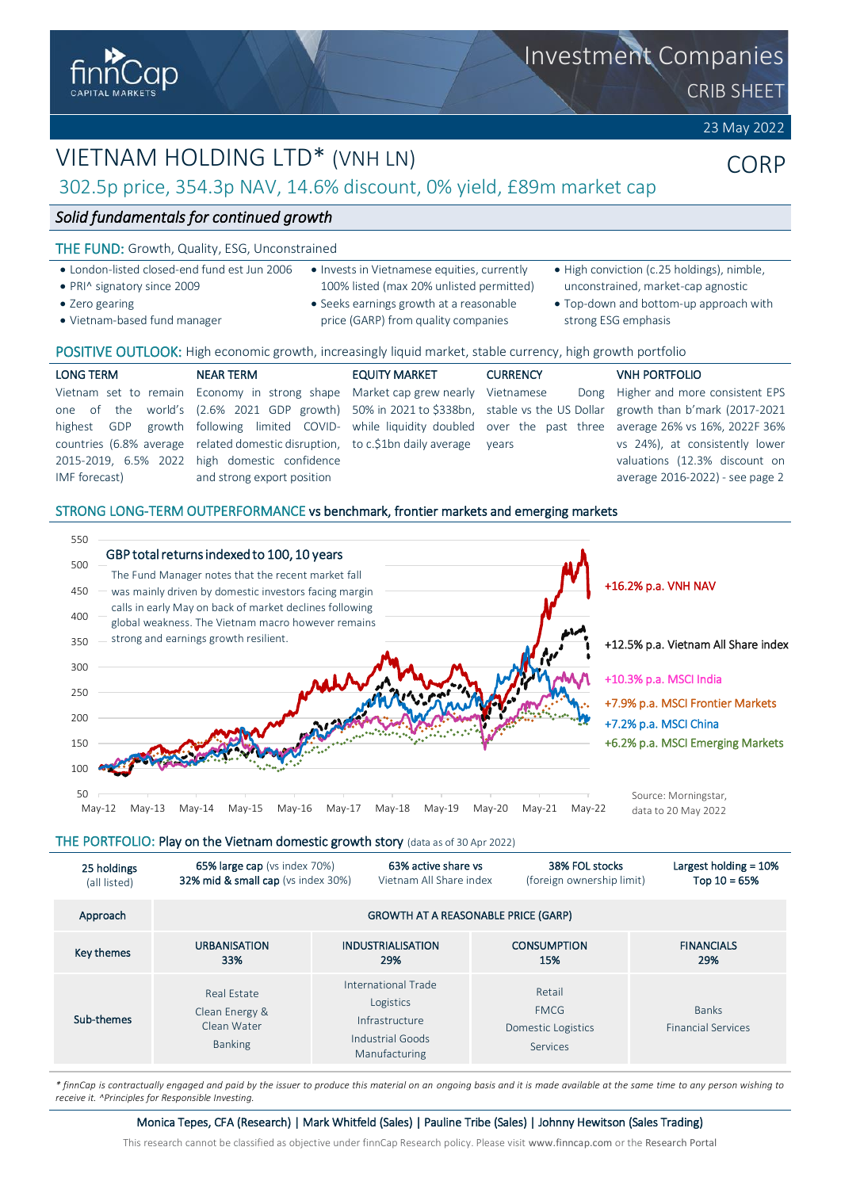finnCap CAPITAL MARKETS

Investment Companies
CRIB SHEET

23 May 2022

# VIETNAM HOLDING LTD* (VNH LN)

CORP

## 302.5p price, 354.3p NAV, 14.6% discount, 0% yield, £89m market cap

### *Solid fundamentals for continued growth*

**THE FUND:** Growth, Quality, ESG, Unconstrained

- London-listed closed-end fund est Jun 2006
- PRI^ signatory since 2009
- Zero gearing
- Vietnam-based fund manager
- Invests in Vietnamese equities, currently 100% listed (max 20% unlisted permitted)
- Seeks earnings growth at a reasonable price (GARP) from quality companies
- High conviction (c.25 holdings), nimble, unconstrained, market-cap agnostic
- Top-down and bottom-up approach with strong ESG emphasis

**POSITIVE OUTLOOK:** High economic growth, increasingly liquid market, stable currency, high growth portfolio

**LONG TERM**
Vietnam set to remain one of the world's highest GDP growth countries (6.8% average 2015-2019, 6.5% 2022 IMF forecast)

**NEAR TERM**
Economy in strong shape (2.6% 2021 GDP growth) following limited COVID-related domestic disruption, high domestic confidence and strong export position

**EQUITY MARKET**
Market cap grew nearly 50% in 2021 to $338bn, while liquidity doubled to c.$1bn daily average

**CURRENCY**
Vietnamese Dong stable vs the US Dollar over the past three years

**VNH PORTFOLIO**
Higher and more consistent EPS growth than b'mark (2017-2021 average 26% vs 16%, 2022F 36% vs 24%), at consistently lower valuations (12.3% discount on average 2016-2022) - see page 2

**STRONG LONG-TERM OUTPERFORMANCE** vs benchmark, frontier markets and emerging markets

GBP total returns indexed to 100, 10 years

The Fund Manager notes that the recent market fall was mainly driven by domestic investors facing margin calls in early May on back of market declines following global weakness. The Vietnam macro however remains strong and earnings growth resilient.

- +16.2% p.a. VNH NAV
- +12.5% p.a. Vietnam All Share index
- +10.3% p.a. MSCI India
- +7.9% p.a. MSCI Frontier Markets
- +7.2% p.a. MSCI China
- +6.2% p.a. MSCI Emerging Markets

Source: Morningstar, data to 20 May 2022

**THE PORTFOLIO:** Play on the Vietnam domestic growth story (data as of 30 Apr 2022)

| 25 holdings (all listed) | 65% large cap (vs index 70%) 32% mid & small cap (vs index 30%) | 63% active share vs Vietnam All Share index | 38% FOL stocks (foreign ownership limit) | Largest holding = 10% Top 10 = 65% |
|---|---|---|---|---|
| Approach | GROWTH AT A REASONABLE PRICE (GARP) | | | |
| Key themes | URBANISATION 33% | INDUSTRIALISATION 29% | CONSUMPTION 15% | FINANCIALS 29% |
| Sub-themes | Real Estate, Clean Energy & Clean Water, Banking | International Trade, Logistics, Infrastructure, Industrial Goods, Manufacturing | Retail, FMCG, Domestic Logistics, Services | Banks, Financial Services |

*\* finnCap is contractually engaged and paid by the issuer to produce this material on an ongoing basis and it is made available at the same time to any person wishing to receive it. ^Principles for Responsible Investing.*

Monica Tepes, CFA (Research) | Mark Whitfeld (Sales) | Pauline Tribe (Sales) | Johnny Hewitson (Sales Trading)

This research cannot be classified as objective under finnCap Research policy. Please visit www.finncap.com or the Research Portal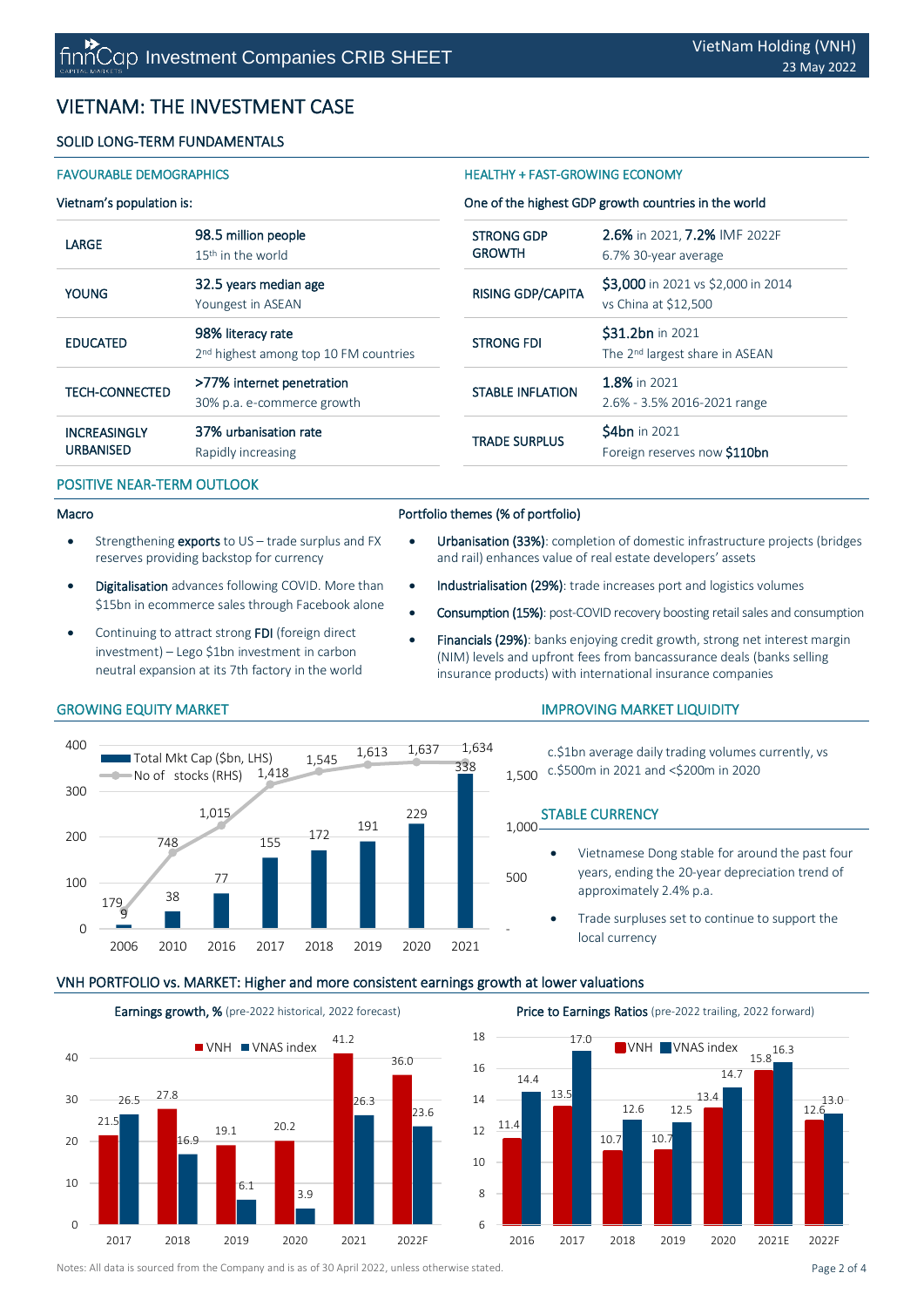# VIETNAM: THE INVESTMENT CASE

## SOLID LONG-TERM FUNDAMENTALS

### FAVOURABLE DEMOGRAPHICS

Vietnam's population is:

| | |
|---|---|
| LARGE | 98.5 million people<br>15th in the world |
| YOUNG | 32.5 years median age<br>Youngest in ASEAN |
| EDUCATED | 98% literacy rate<br>2nd highest among top 10 FM countries |
| TECH-CONNECTED | >77% internet penetration<br>30% p.a. e-commerce growth |
| INCREASINGLY URBANISED | 37% urbanisation rate<br>Rapidly increasing |

### HEALTHY + FAST-GROWING ECONOMY

One of the highest GDP growth countries in the world

| | |
|---|---|
| STRONG GDP GROWTH | **2.6%** in 2021, **7.2%** IMF 2022F<br>6.7% 30-year average |
| RISING GDP/CAPITA | **$3,000** in 2021 vs $2,000 in 2014<br>vs China at $12,500 |
| STRONG FDI | **$31.2bn** in 2021<br>The 2nd largest share in ASEAN |
| STABLE INFLATION | **1.8%** in 2021<br>2.6% - 3.5% 2016-2021 range |
| TRADE SURPLUS | **$4bn** in 2021<br>Foreign reserves now **$110bn** |

## POSITIVE NEAR-TERM OUTLOOK

### Macro

- Strengthening **exports** to US – trade surplus and FX reserves providing backstop for currency
- **Digitalisation** advances following COVID. More than $15bn in ecommerce sales through Facebook alone
- Continuing to attract strong **FDI** (foreign direct investment) – Lego $1bn investment in carbon neutral expansion at its 7th factory in the world

### Portfolio themes (% of portfolio)

- **Urbanisation (33%)**: completion of domestic infrastructure projects (bridges and rail) enhances value of real estate developers' assets
- **Industrialisation (29%)**: trade increases port and logistics volumes
- **Consumption (15%)**: post-COVID recovery boosting retail sales and consumption
- **Financials (29%)**: banks enjoying credit growth, strong net interest margin (NIM) levels and upfront fees from bancassurance deals (banks selling insurance products) with international insurance companies

## GROWING EQUITY MARKET

| Year | Total Mkt Cap ($bn, LHS) | No of stocks (RHS) |
|---|---|---|
| 2006 | 9 | 179 |
| 2010 | 38 | 748 |
| 2016 | 77 | 1,015 |
| 2017 | 155 | 1,418 |
| 2018 | 172 | 1,545 |
| 2019 | 191 | 1,613 |
| 2020 | 229 | 1,637 |
| 2021 | 338 | 1,634 |

## IMPROVING MARKET LIQUIDITY

c.$1bn average daily trading volumes currently, vs c.$500m in 2021 and <$200m in 2020

## STABLE CURRENCY

- Vietnamese Dong stable for around the past four years, ending the 20-year depreciation trend of approximately 2.4% p.a.
- Trade surpluses set to continue to support the local currency

## VNH PORTFOLIO vs. MARKET: Higher and more consistent earnings growth at lower valuations

**Earnings growth, %** (pre-2022 historical, 2022 forecast)

| Year | VNH | VNAS index |
|---|---|---|
| 2017 | 21.5 | 26.5 |
| 2018 | 27.8 | 16.9 |
| 2019 | 19.1 | 6.1 |
| 2020 | 20.2 | 3.9 |
| 2021 | 41.2 | 26.3 |
| 2022F | 36.0 | 23.6 |

**Price to Earnings Ratios** (pre-2022 trailing, 2022 forward)

| Year | VNH | VNAS index |
|---|---|---|
| 2016 | 11.4 | 14.4 |
| 2017 | 13.5 | 17.0 |
| 2018 | 10.7 | 12.6 |
| 2019 | 10.7 | 12.5 |
| 2020 | 13.4 | 14.7 |
| 2021E | 15.8 | 16.3 |
| 2022F | 12.6 | 13.0 |

Notes: All data is sourced from the Company and is as of 30 April 2022, unless otherwise stated.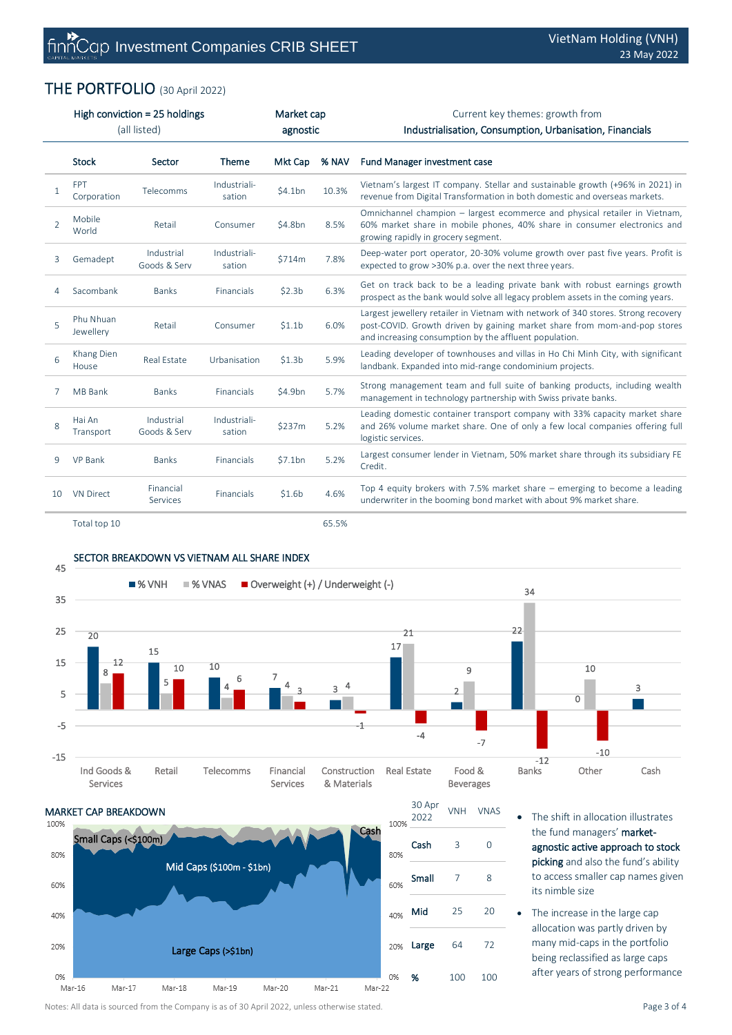# THE PORTFOLIO (30 April 2022)

| High conviction = 25 holdings (all listed) | Market cap agnostic | Current key themes: growth from **Industrialisation, Consumption, Urbanisation, Financials** |
|---|---|---|

| | Stock | Sector | Theme | Mkt Cap | % NAV | Fund Manager investment case |
|---|---|---|---|---|---|---|
| 1 | FPT Corporation | Telecomms | Industrialisation | $4.1bn | 10.3% | Vietnam's largest IT company. Stellar and sustainable growth (+96% in 2021) in revenue from Digital Transformation in both domestic and overseas markets. |
| 2 | Mobile World | Retail | Consumer | $4.8bn | 8.5% | Omnichannel champion – largest ecommerce and physical retailer in Vietnam, 60% market share in mobile phones, 40% share in consumer electronics and growing rapidly in grocery segment. |
| 3 | Gemadept | Industrial Goods & Serv | Industrialisation | $714m | 7.8% | Deep-water port operator, 20-30% volume growth over past five years. Profit is expected to grow >30% p.a. over the next three years. |
| 4 | Sacombank | Banks | Financials | $2.3b | 6.3% | Get on track back to be a leading private bank with robust earnings growth prospect as the bank would solve all legacy problem assets in the coming years. |
| 5 | Phu Nhuan Jewellery | Retail | Consumer | $1.1b | 6.0% | Largest jewellery retailer in Vietnam with network of 340 stores. Strong recovery post-COVID. Growth driven by gaining market share from mom-and-pop stores and increasing consumption by the affluent population. |
| 6 | Khang Dien House | Real Estate | Urbanisation | $1.3b | 5.9% | Leading developer of townhouses and villas in Ho Chi Minh City, with significant landbank. Expanded into mid-range condominium projects. |
| 7 | MB Bank | Banks | Financials | $4.9bn | 5.7% | Strong management team and full suite of banking products, including wealth management in technology partnership with Swiss private banks. |
| 8 | Hai An Transport | Industrial Goods & Serv | Industrialisation | $237m | 5.2% | Leading domestic container transport company with 33% capacity market share and 26% volume market share. One of only a few local companies offering full logistic services. |
| 9 | VP Bank | Banks | Financials | $7.1bn | 5.2% | Largest consumer lender in Vietnam, 50% market share through its subsidiary FE Credit. |
| 10 | VN Direct | Financial Services | Financials | $1.6b | 4.6% | Top 4 equity brokers with 7.5% market share – emerging to become a leading underwriter in the booming bond market with about 9% market share. |
| | Total top 10 | | | | 65.5% | |

## SECTOR BREAKDOWN VS VIETNAM ALL SHARE INDEX

| Sector | % VNH | % VNAS | Overweight (+) / Underweight (-) |
|---|---|---|---|
| Ind Goods & Services | 20 | 8 | 12 |
| Retail | 15 | 5 | 10 |
| Telecomms | 10 | 4 | 6 |
| Financial Services | 7 | 4 | 3 |
| Construction & Materials | 3 | 4 | -1 |
| Real Estate | 17 | 21 | -4 |
| Food & Beverages | 2 | 9 | -7 |
| Banks | 22 | 34 | -12 |
| Other | 0 | 10 | -10 |
| Cash | 3 | | |

## MARKET CAP BREAKDOWN

Small Caps (<$100m), Mid Caps ($100m - $1bn), Large Caps (>$1bn), Cash — Mar-16 to Mar-22

| 30 Apr 2022 | VNH | VNAS |
|---|---|---|
| Cash | 3 | 0 |
| Small | 7 | 8 |
| Mid | 25 | 20 |
| Large | 64 | 72 |
| % | 100 | 100 |

- The shift in allocation illustrates the fund managers' **market-agnostic active approach to stock picking** and also the fund's ability to access smaller cap names given its nimble size
- The increase in the large cap allocation was partly driven by many mid-caps in the portfolio being reclassified as large caps after years of strong performance

Notes: All data is sourced from the Company is as of 30 April 2022, unless otherwise stated.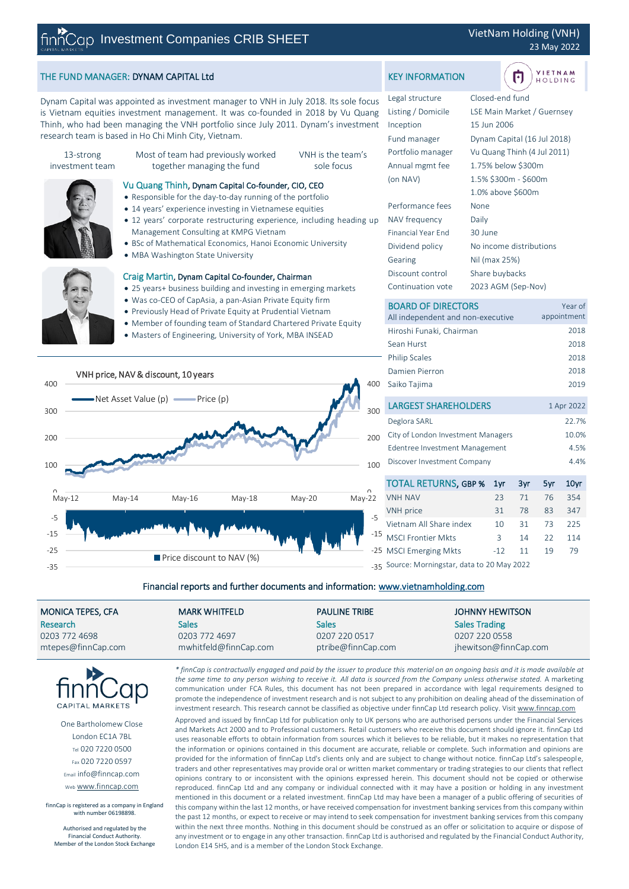# finnCap Investment Companies CRIB SHEET

VietNam Holding (VNH)
23 May 2022

## THE FUND MANAGER: DYNAM CAPITAL Ltd

Dynam Capital was appointed as investment manager to VNH in July 2018. Its sole focus is Vietnam equities investment management. It was co-founded in 2018 by Vu Quang Thinh, who had been managing the VNH portfolio since July 2011. Dynam's investment research team is based in Ho Chi Minh City, Vietnam.

13-strong investment team

Most of team had previously worked together managing the fund

VNH is the team's sole focus

### Vu Quang Thinh, Dynam Capital Co-founder, CIO, CEO

- Responsible for the day-to-day running of the portfolio
- 14 years' experience investing in Vietnamese equities
- 12 years' corporate restructuring experience, including heading up Management Consulting at KPMG Vietnam
- BSc of Mathematical Economics, Hanoi Economic University
- MBA Washington State University

### Craig Martin, Dynam Capital Co-founder, Chairman

- 25 years+ business building and investing in emerging markets
- Was co-CEO of CapAsia, a pan-Asian Private Equity firm
- Previously Head of Private Equity at Prudential Vietnam
- Member of founding team of Standard Chartered Private Equity
- Masters of Engineering, University of York, MBA INSEAD

VNH price, NAV & discount, 10 years

Net Asset Value (p)
Price (p)

400
300
200
100
0

May-12 May-14 May-16 May-18 May-20 May-22

-5
-15
-25
-35

Price discount to NAV (%)

## KEY INFORMATION

| | |
|---|---|
| Legal structure | Closed-end fund |
| Listing / Domicile | LSE Main Market / Guernsey |
| Inception | 15 Jun 2006 |
| Fund manager | Dynam Capital (16 Jul 2018) |
| Portfolio manager | Vu Quang Thinh (4 Jul 2011) |
| Annual mgmt fee (on NAV) | 1.75% below \$300m<br>1.5% \$300m - \$600m<br>1.0% above \$600m |
| Performance fees | None |
| NAV frequency | Daily |
| Financial Year End | 30 June |
| Dividend policy | No income distributions |
| Gearing | Nil (max 25%) |
| Discount control | Share buybacks |
| Continuation vote | 2023 AGM (Sep-Nov) |

## BOARD OF DIRECTORS

| All independent and non-executive | Year of appointment |
|---|---|
| Hiroshi Funaki, Chairman | 2018 |
| Sean Hurst | 2018 |
| Philip Scales | 2018 |
| Damien Pierron | 2018 |
| Saiko Tajima | 2019 |

## LARGEST SHAREHOLDERS

| | 1 Apr 2022 |
|---|---|
| Deglora SARL | 22.7% |
| City of London Investment Managers | 10.0% |
| Edentree Investment Management | 4.5% |
| Discover Investment Company | 4.4% |

## TOTAL RETURNS, GBP %

| | 1yr | 3yr | 5yr | 10yr |
|---|---|---|---|---|
| VNH NAV | 23 | 71 | 76 | 354 |
| VNH price | 31 | 78 | 83 | 347 |
| Vietnam All Share index | 10 | 31 | 73 | 225 |
| MSCI Frontier Mkts | 3 | 14 | 22 | 114 |
| MSCI Emerging Mkts | -12 | 11 | 19 | 79 |

Source: Morningstar, data to 20 May 2022

Financial reports and further documents and information: www.vietnamholding.com

| MONICA TEPES, CFA | MARK WHITFELD | PAULINE TRIBE | JOHNNY HEWITSON |
|---|---|---|---|
| Research | Sales | Sales | Sales Trading |
| 0203 772 4698 | 0203 772 4697 | 0207 220 0517 | 0207 220 0558 |
| mtepes@finnCap.com | mwhitfeld@finnCap.com | ptribe@finnCap.com | jhewitson@finnCap.com |

finnCap CAPITAL MARKETS

One Bartholomew Close
London EC1A 7BL
Tel 020 7220 0500
Fax 020 7220 0597
Email info@finncap.com
Web www.finncap.com

finnCap is registered as a company in England with number 06198898.

Authorised and regulated by the Financial Conduct Authority. Member of the London Stock Exchange

*\* finnCap is contractually engaged and paid by the issuer to produce this material on an ongoing basis and it is made available at the same time to any person wishing to receive it. All data is sourced from the Company unless otherwise stated.* A marketing communication under FCA Rules, this document has not been prepared in accordance with legal requirements designed to promote the independence of investment research and is not subject to any prohibition on dealing ahead of the dissemination of investment research. This research cannot be classified as objective under finnCap Ltd research policy. Visit www.finncap.com

Approved and issued by finnCap Ltd for publication only to UK persons who are authorised persons under the Financial Services and Markets Act 2000 and to Professional customers. Retail customers who receive this document should ignore it. finnCap Ltd uses reasonable efforts to obtain information from sources which it believes to be reliable, but it makes no representation that the information or opinions contained in this document are accurate, reliable or complete. Such information and opinions are provided for the information of finnCap Ltd's clients only and are subject to change without notice. finnCap Ltd's salespeople, traders and other representatives may provide oral or written market commentary or trading strategies to our clients that reflect opinions contrary to or inconsistent with the opinions expressed herein. This document should not be copied or otherwise reproduced. finnCap Ltd and any company or individual connected with it may have a position or holding in any investment mentioned in this document or a related investment. finnCap Ltd may have been a manager of a public offering of securities of this company within the last 12 months, or have received compensation for investment banking services from this company within the past 12 months, or expect to receive or may intend to seek compensation for investment banking services from this company within the next three months. Nothing in this document should be construed as an offer or solicitation to acquire or dispose of any investment or to engage in any other transaction. finnCap Ltd is authorised and regulated by the Financial Conduct Authority, London E14 5HS, and is a member of the London Stock Exchange.